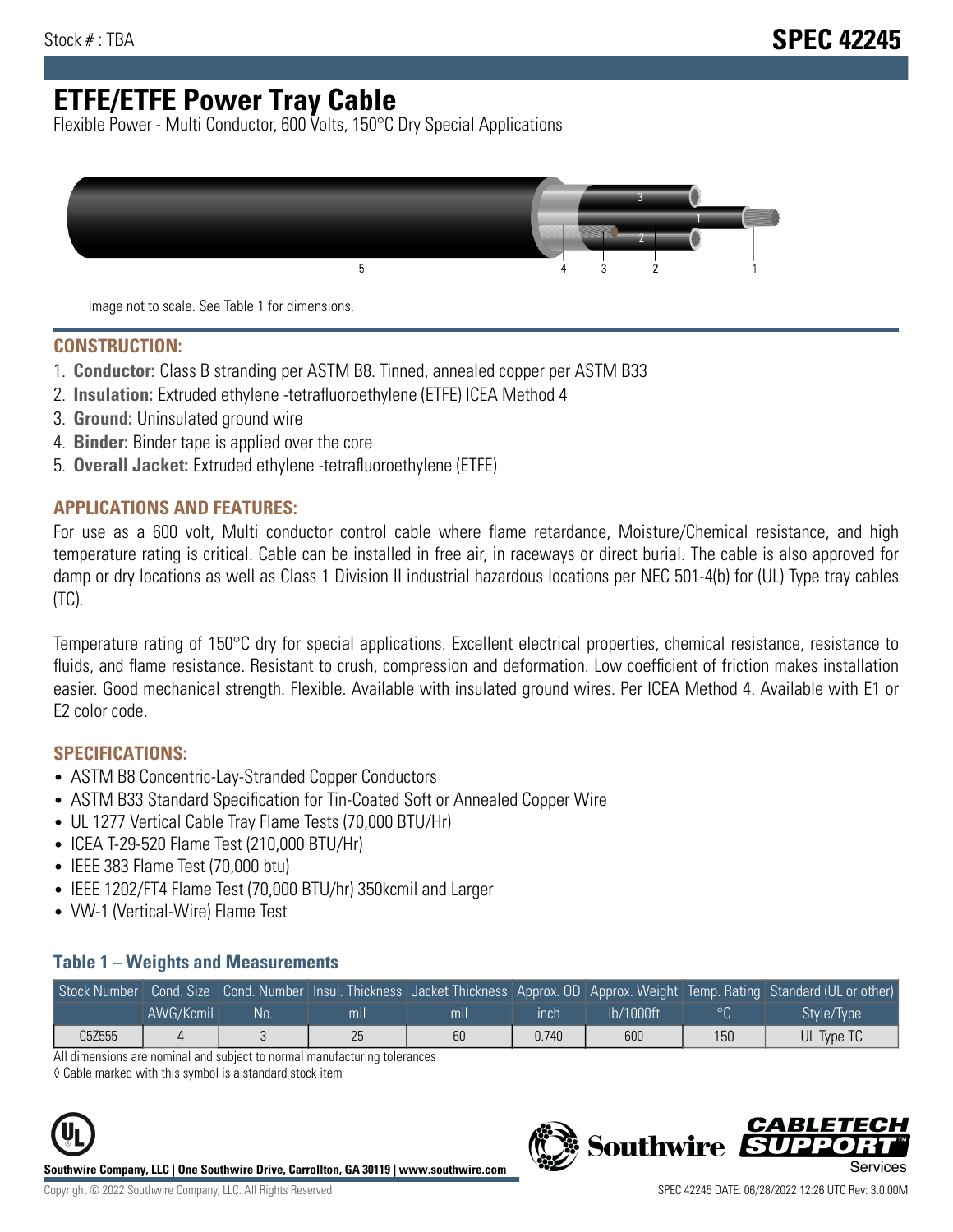Stock # : TBA

# SPEC 42245

# ETFE/ETFE Power Tray Cable

Flexible Power - Multi Conductor, 600 Volts, 150°C Dry Special Applications

Image not to scale. See Table 1 for dimensions.

## CONSTRUCTION:

1. **Conductor:** Class B stranding per ASTM B8. Tinned, annealed copper per ASTM B33
2. **Insulation:** Extruded ethylene -tetrafluoroethylene (ETFE) ICEA Method 4
3. **Ground:** Uninsulated ground wire
4. **Binder:** Binder tape is applied over the core
5. **Overall Jacket:** Extruded ethylene -tetrafluoroethylene (ETFE)

## APPLICATIONS AND FEATURES:

For use as a 600 volt, Multi conductor control cable where flame retardance, Moisture/Chemical resistance, and high temperature rating is critical. Cable can be installed in free air, in raceways or direct burial. The cable is also approved for damp or dry locations as well as Class 1 Division II industrial hazardous locations per NEC 501-4(b) for (UL) Type tray cables (TC).

Temperature rating of 150°C dry for special applications. Excellent electrical properties, chemical resistance, resistance to fluids, and flame resistance. Resistant to crush, compression and deformation. Low coefficient of friction makes installation easier. Good mechanical strength. Flexible. Available with insulated ground wires. Per ICEA Method 4. Available with E1 or E2 color code.

## SPECIFICATIONS:

- ASTM B8 Concentric-Lay-Stranded Copper Conductors
- ASTM B33 Standard Specification for Tin-Coated Soft or Annealed Copper Wire
- UL 1277 Vertical Cable Tray Flame Tests (70,000 BTU/Hr)
- ICEA T-29-520 Flame Test (210,000 BTU/Hr)
- IEEE 383 Flame Test (70,000 btu)
- IEEE 1202/FT4 Flame Test (70,000 BTU/hr) 350kcmil and Larger
- VW-1 (Vertical-Wire) Flame Test

### Table 1 – Weights and Measurements

| Stock Number | Cond. Size | Cond. Number | Insul. Thickness | Jacket Thickness | Approx. OD | Approx. Weight | Temp. Rating | Standard (UL or other) |
|---|---|---|---|---|---|---|---|---|
| | AWG/Kcmil | No. | mil | mil | inch | lb/1000ft | °C | Style/Type |
| C5Z555 | 4 | 3 | 25 | 60 | 0.740 | 600 | 150 | UL Type TC |

All dimensions are nominal and subject to normal manufacturing tolerances

◊ Cable marked with this symbol is a standard stock item

**Southwire Company, LLC | One Southwire Drive, Carrollton, GA 30119 | www.southwire.com**

Copyright © 2022 Southwire Company, LLC. All Rights Reserved

SPEC 42245 DATE: 06/28/2022 12:26 UTC Rev: 3.0.00M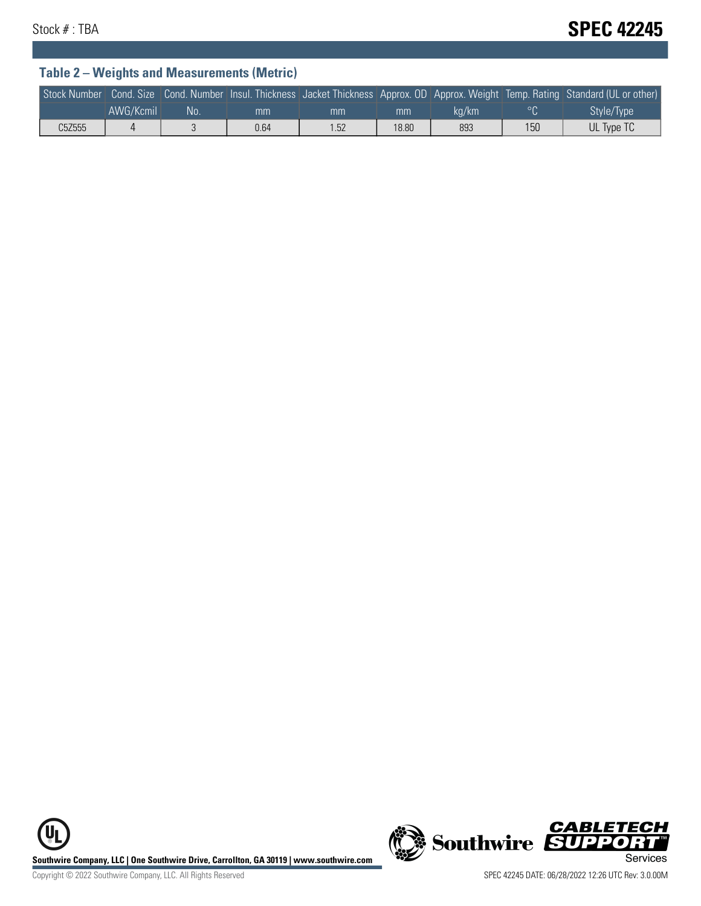Stock # : TBA

# SPEC 42245

### Table 2 – Weights and Measurements (Metric)

| Stock Number | Cond. Size | Cond. Number | Insul. Thickness | Jacket Thickness | Approx. OD | Approx. Weight | Temp. Rating | Standard (UL or other) |
|---|---|---|---|---|---|---|---|---|
| | AWG/Kcmil | No. | mm | mm | mm | kg/km | °C | Style/Type |
| C5Z555 | 4 | 3 | 0.64 | 1.52 | 18.80 | 893 | 150 | UL Type TC |

**Southwire Company, LLC | One Southwire Drive, Carrollton, GA 30119 | www.southwire.com**

Copyright © 2022 Southwire Company, LLC. All Rights Reserved

SPEC 42245 DATE: 06/28/2022 12:26 UTC Rev: 3.0.00M